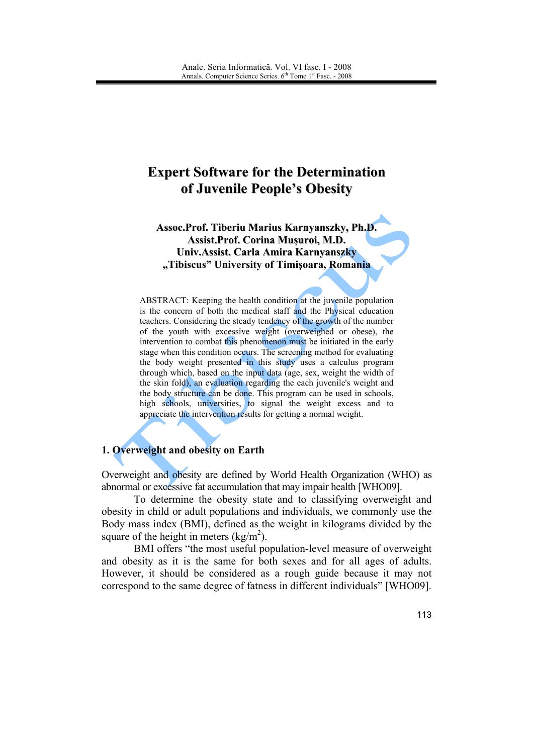# Expert Software for the Determination of Juvenile People's Obesity

**Assoc.Prof. Tiberiu Marius Karnyanszky, Ph.D.**
**Assist.Prof. Corina Muşuroi, M.D.**
**Univ.Assist. Carla Amira Karnyanszky**
**„Tibiscus" University of Timişoara, Romania**

ABSTRACT: Keeping the health condition at the juvenile population is the concern of both the medical staff and the Physical education teachers. Considering the steady tendency of the growth of the number of the youth with excessive weight (overweighed or obese), the intervention to combat this phenomenon must be initiated in the early stage when this condition occurs. The screening method for evaluating the body weight presented in this study uses a calculus program through which, based on the input data (age, sex, weight the width of the skin fold), an evaluation regarding the each juvenile's weight and the body structure can be done. This program can be used in schools, high schools, universities, to signal the weight excess and to appreciate the intervention results for getting a normal weight.

## 1. Overweight and obesity on Earth

Overweight and obesity are defined by World Health Organization (WHO) as abnormal or excessive fat accumulation that may impair health [WHO09].

To determine the obesity state and to classifying overweight and obesity in child or adult populations and individuals, we commonly use the Body mass index (BMI), defined as the weight in kilograms divided by the square of the height in meters ($kg/m^2$).

BMI offers "the most useful population-level measure of overweight and obesity as it is the same for both sexes and for all ages of adults. However, it should be considered as a rough guide because it may not correspond to the same degree of fatness in different individuals" [WHO09].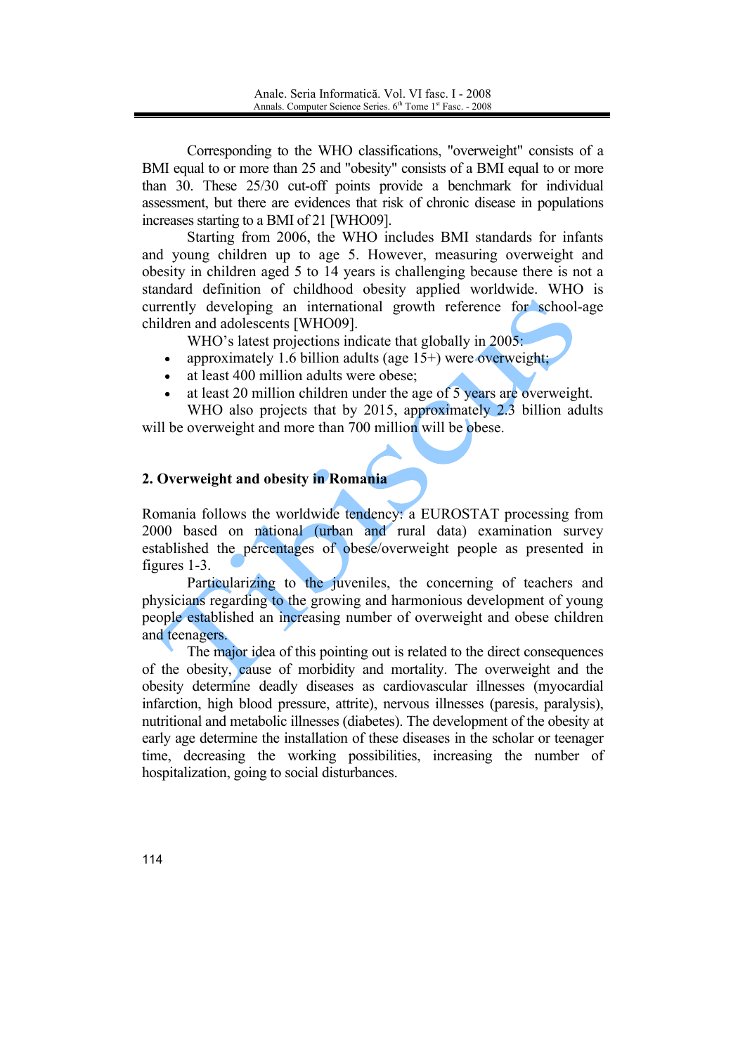Corresponding to the WHO classifications, "overweight" consists of a BMI equal to or more than 25 and "obesity" consists of a BMI equal to or more than 30. These 25/30 cut-off points provide a benchmark for individual assessment, but there are evidences that risk of chronic disease in populations increases starting to a BMI of 21 [WHO09].

Starting from 2006, the WHO includes BMI standards for infants and young children up to age 5. However, measuring overweight and obesity in children aged 5 to 14 years is challenging because there is not a standard definition of childhood obesity applied worldwide. WHO is currently developing an international growth reference for school-age children and adolescents [WHO09].

WHO's latest projections indicate that globally in 2005:

- approximately 1.6 billion adults (age 15+) were overweight;
- at least 400 million adults were obese;
- at least 20 million children under the age of 5 years are overweight.

WHO also projects that by 2015, approximately 2.3 billion adults will be overweight and more than 700 million will be obese.

## 2. Overweight and obesity in Romania

Romania follows the worldwide tendency: a EUROSTAT processing from 2000 based on national (urban and rural data) examination survey established the percentages of obese/overweight people as presented in figures 1-3.

Particularizing to the juveniles, the concerning of teachers and physicians regarding to the growing and harmonious development of young people established an increasing number of overweight and obese children and teenagers.

The major idea of this pointing out is related to the direct consequences of the obesity, cause of morbidity and mortality. The overweight and the obesity determine deadly diseases as cardiovascular illnesses (myocardial infarction, high blood pressure, attrite), nervous illnesses (paresis, paralysis), nutritional and metabolic illnesses (diabetes). The development of the obesity at early age determine the installation of these diseases in the scholar or teenager time, decreasing the working possibilities, increasing the number of hospitalization, going to social disturbances.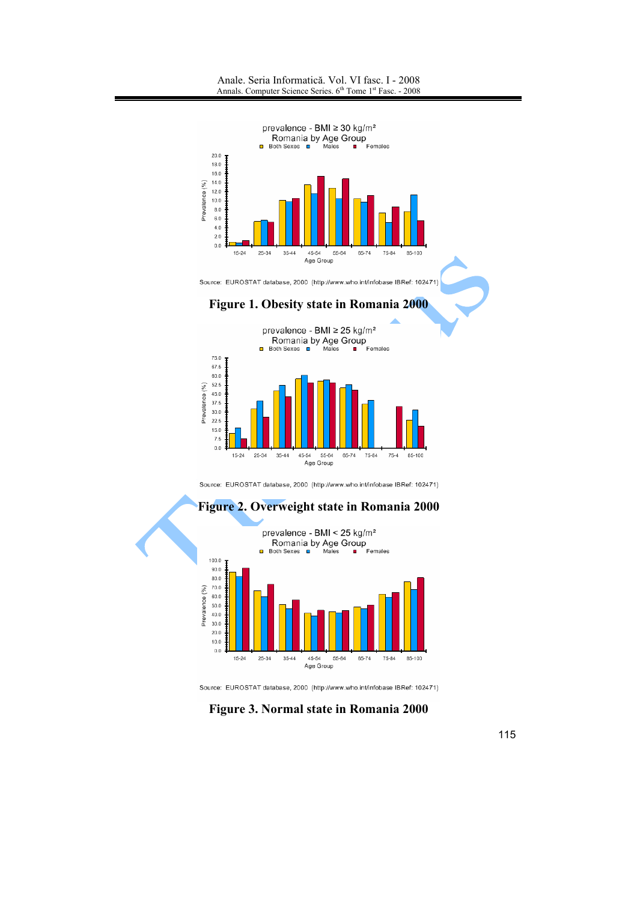Source: EUROSTAT database, 2000 (http://www.who.int/infobase IBRef: 102471)

**Figure 1. Obesity state in Romania 2000**

Source: EUROSTAT database, 2000 (http://www.who.int/infobase IBRef: 102471)

**Figure 2. Overweight state in Romania 2000**

Source: EUROSTAT database, 2000 (http://www.who.int/infobase IBRef: 102471)

**Figure 3. Normal state in Romania 2000**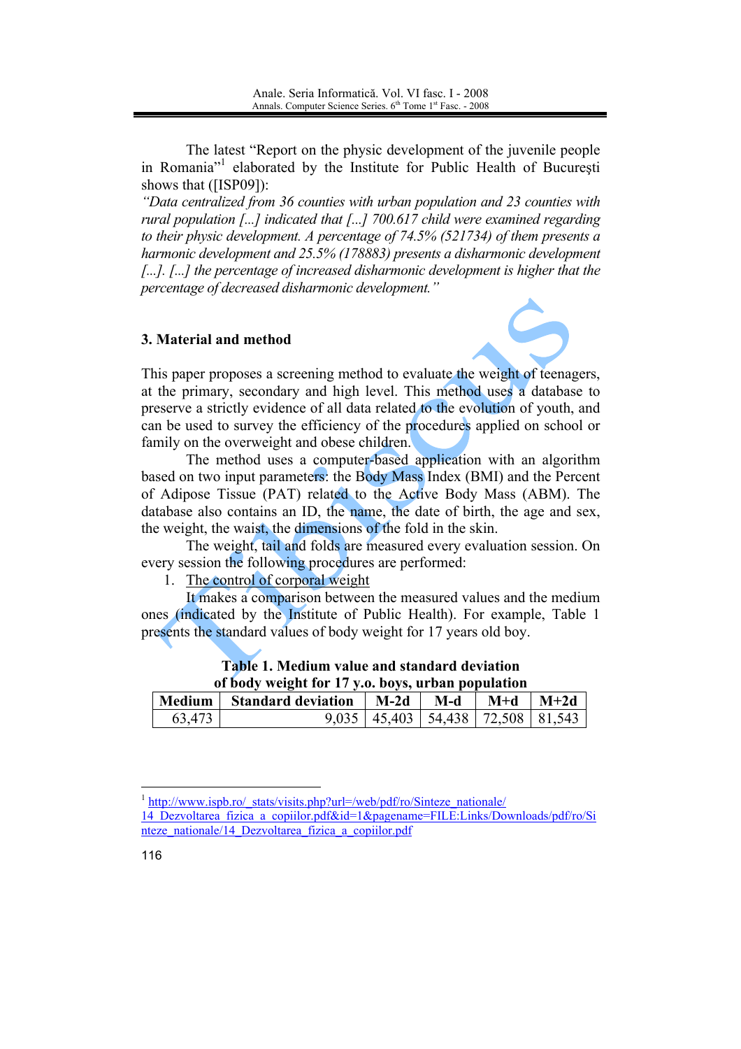The latest "Report on the physic development of the juvenile people in Romania"[1] elaborated by the Institute for Public Health of Bucureşti shows that ([ISP09]):

*"Data centralized from 36 counties with urban population and 23 counties with rural population [...] indicated that [...] 700.617 child were examined regarding to their physic development. A percentage of 74.5% (521734) of them presents a harmonic development and 25.5% (178883) presents a disharmonic development [...]. [...] the percentage of increased disharmonic development is higher that the percentage of decreased disharmonic development."*

## 3. Material and method

This paper proposes a screening method to evaluate the weight of teenagers, at the primary, secondary and high level. This method uses a database to preserve a strictly evidence of all data related to the evolution of youth, and can be used to survey the efficiency of the procedures applied on school or family on the overweight and obese children.

The method uses a computer-based application with an algorithm based on two input parameters: the Body Mass Index (BMI) and the Percent of Adipose Tissue (PAT) related to the Active Body Mass (ABM). The database also contains an ID, the name, the date of birth, the age and sex, the weight, the waist, the dimensions of the fold in the skin.

The weight, tail and folds are measured every evaluation session. On every session the following procedures are performed:

1. The control of corporal weight

It makes a comparison between the measured values and the medium ones (indicated by the Institute of Public Health). For example, Table 1 presents the standard values of body weight for 17 years old boy.

**Table 1. Medium value and standard deviation of body weight for 17 y.o. boys, urban population**

| Medium | Standard deviation | M-2d | M-d | M+d | M+2d |
|---|---|---|---|---|---|
| 63,473 | 9,035 | 45,403 | 54,438 | 72,508 | 81,543 |

[1] http://www.ispb.ro/_stats/visits.php?url=/web/pdf/ro/Sinteze_nationale/14_Dezvoltarea_fizica_a_copiilor.pdf&id=1&pagename=FILE:Links/Downloads/pdf/ro/Sinteze_nationale/14_Dezvoltarea_fizica_a_copiilor.pdf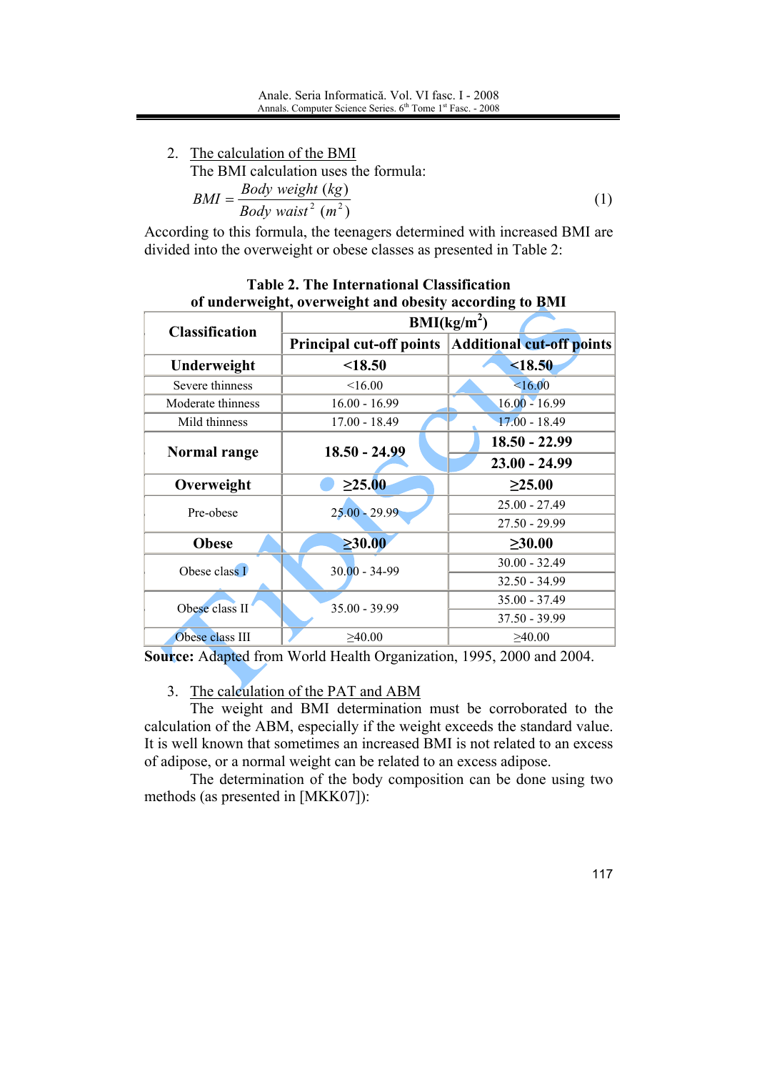2. <u>The calculation of the BMI</u>

The BMI calculation uses the formula:

$$BMI = \frac{Body\ weight\ (kg)}{Body\ waist^2\ (m^2)} \quad (1)$$

According to this formula, the teenagers determined with increased BMI are divided into the overweight or obese classes as presented in Table 2:

**Table 2. The International Classification of underweight, overweight and obesity according to BMI**

| Classification | BMI(kg/m²) | |
|---|---|---|
| | **Principal cut-off points** | **Additional cut-off points** |
| **Underweight** | **<18.50** | **<18.50** |
| Severe thinness | <16.00 | <16.00 |
| Moderate thinness | 16.00 - 16.99 | 16.00 - 16.99 |
| Mild thinness | 17.00 - 18.49 | 17.00 - 18.49 |
| **Normal range** | **18.50 - 24.99** | **18.50 - 22.99** |
| | | **23.00 - 24.99** |
| **Overweight** | **≥25.00** | **≥25.00** |
| Pre-obese | 25.00 - 29.99 | 25.00 - 27.49 |
| | | 27.50 - 29.99 |
| **Obese** | **≥30.00** | **≥30.00** |
| Obese class I | 30.00 - 34-99 | 30.00 - 32.49 |
| | | 32.50 - 34.99 |
| Obese class II | 35.00 - 39.99 | 35.00 - 37.49 |
| | | 37.50 - 39.99 |
| Obese class III | ≥40.00 | ≥40.00 |

**Source:** Adapted from World Health Organization, 1995, 2000 and 2004.

3. <u>The calculation of the PAT and ABM</u>

The weight and BMI determination must be corroborated to the calculation of the ABM, especially if the weight exceeds the standard value. It is well known that sometimes an increased BMI is not related to an excess of adipose, or a normal weight can be related to an excess adipose.

The determination of the body composition can be done using two methods (as presented in [MKK07]):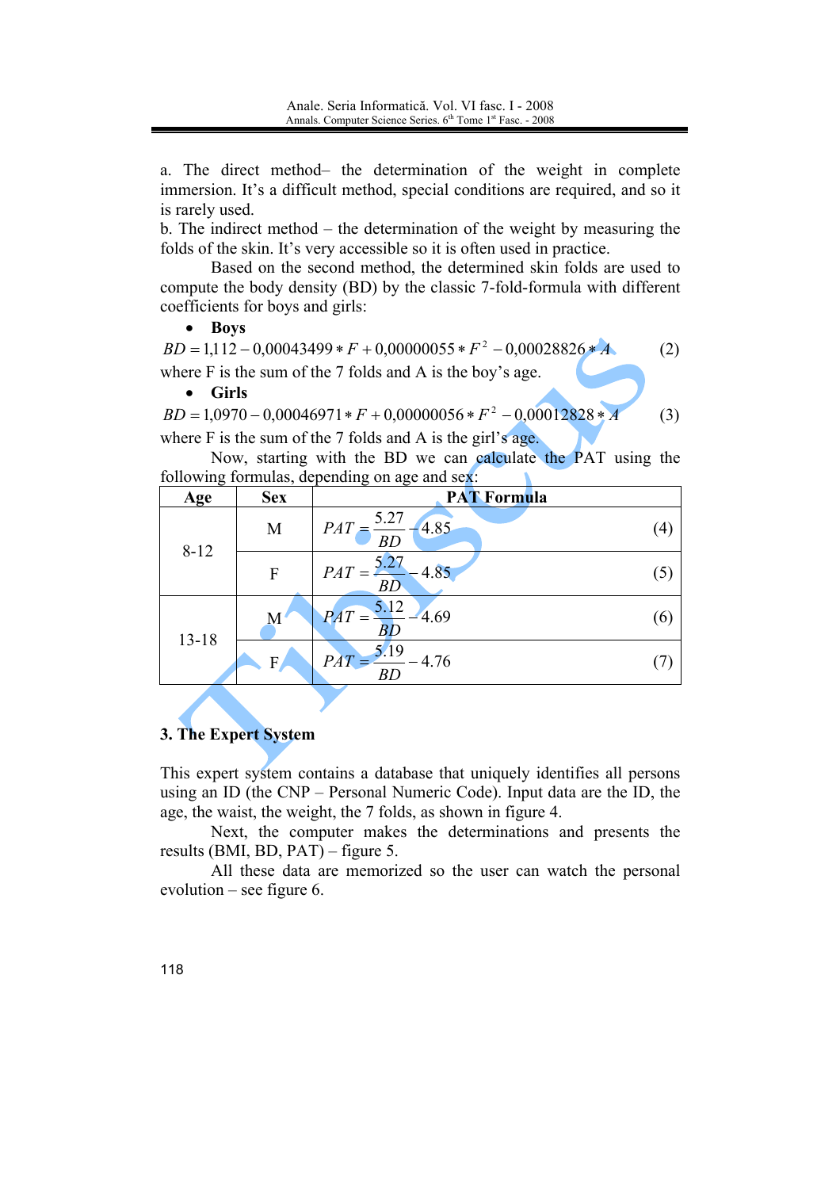a. The direct method– the determination of the weight in complete immersion. It's a difficult method, special conditions are required, and so it is rarely used.
b. The indirect method – the determination of the weight by measuring the folds of the skin. It's very accessible so it is often used in practice.

Based on the second method, the determined skin folds are used to compute the body density (BD) by the classic 7-fold-formula with different coefficients for boys and girls:

- **Boys**

$$BD = 1{,}112 - 0{,}00043499 * F + 0{,}00000055 * F^2 - 0{,}00028826 * A \quad (2)$$

where F is the sum of the 7 folds and A is the boy's age.

- **Girls**

$$BD = 1{,}0970 - 0{,}00046971 * F + 0{,}00000056 * F^2 - 0{,}00012828 * A \quad (3)$$

where F is the sum of the 7 folds and A is the girl's age.

Now, starting with the BD we can calculate the PAT using the following formulas, depending on age and sex:

| Age | Sex | PAT Formula |
|---|---|---|
| 8-12 | M | $PAT = \frac{5.27}{BD} - 4.85$ (4) |
| | F | $PAT = \frac{5.27}{BD} - 4.85$ (5) |
| 13-18 | M | $PAT = \frac{5.12}{BD} - 4.69$ (6) |
| | F | $PAT = \frac{5.19}{BD} - 4.76$ (7) |

## 3. The Expert System

This expert system contains a database that uniquely identifies all persons using an ID (the CNP – Personal Numeric Code). Input data are the ID, the age, the waist, the weight, the 7 folds, as shown in figure 4.

Next, the computer makes the determinations and presents the results (BMI, BD, PAT) – figure 5.

All these data are memorized so the user can watch the personal evolution – see figure 6.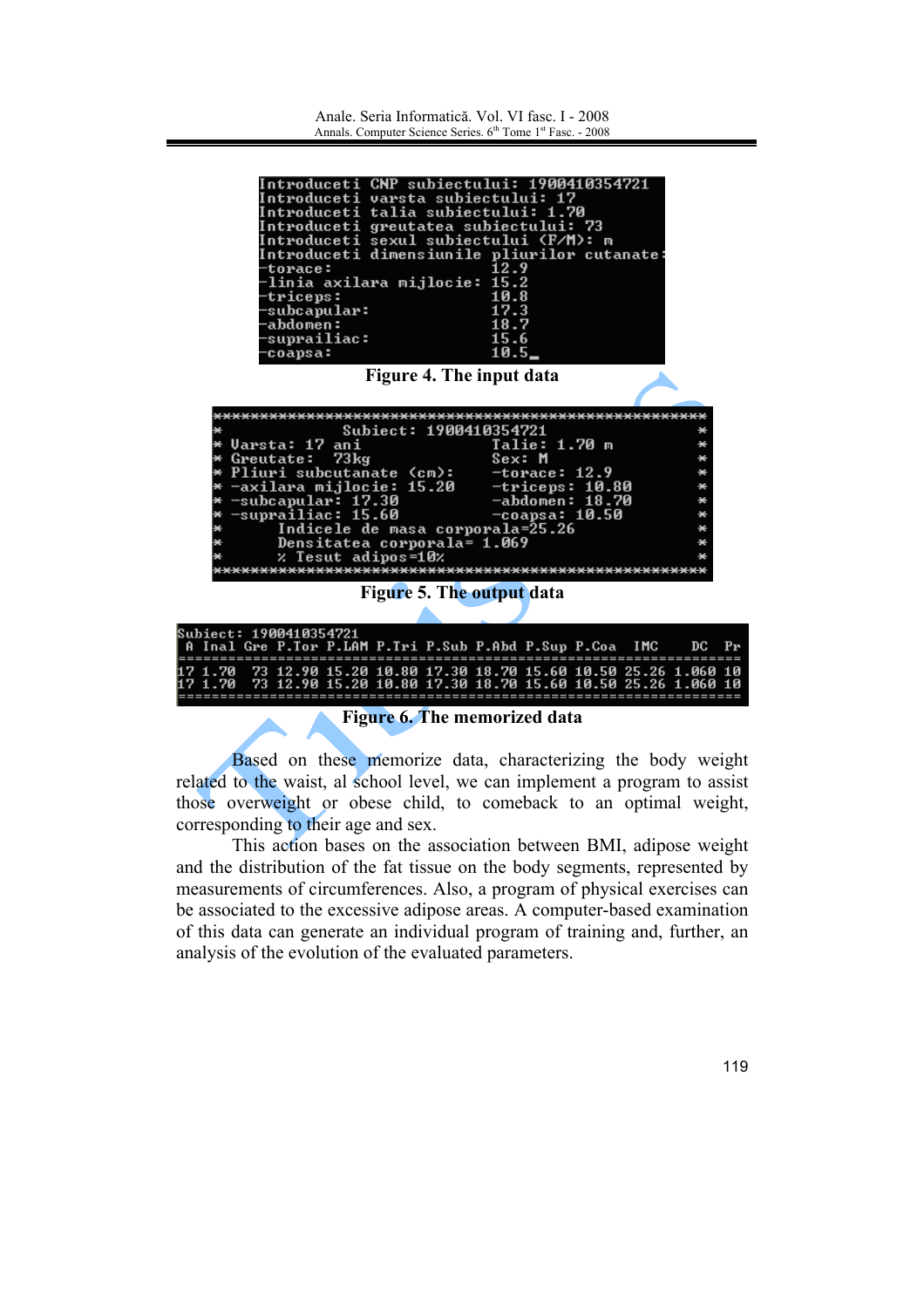```
Introduceti CNP subiectului: 1900410354721
Introduceti varsta subiectului: 17
Introduceti talia subiectului: 1.70
Introduceti greutatea subiectului: 73
Introduceti sexul subiectului (F/M): m
Introduceti dimensiunile pliurilor cutanate:
-torace:                  12.9
-linia axilara mijlocie:  15.2
-triceps:                 10.8
-subcapular:              17.3
-abdomen:                 18.7
-suprailiac:              15.6
-coapsa:                  10.5_
```

**Figure 4. The input data**

```
**********************************************************
*              Subiect: 1900410354721                    *
* Varsta: 17 ani                 Talie: 1.70 m           *
* Greutate:  73kg                Sex: M                  *
* Pliuri subcutanate (cm):       -torace: 12.9           *
* -axilara mijlocie: 15.20       -triceps: 10.80         *
* -subcapular: 17.30             -abdomen: 18.70         *
* -suprailiac: 15.60             -coapsa: 10.50          *
*        Indicele de masa corporala=25.26                *
*        Densitatea corporala= 1.069                     *
*        % Tesut adipos=10%                              *
**********************************************************
```

**Figure 5. The output data**

```
Subiect: 1900410354721
 A  Inal Gre P.Tor P.LAM P.Tri P.Sub P.Abd P.Sup P.Coa  IMC    DC  Pr
=====================================================================
17 1.70  73 12.90 15.20 10.80 17.30 18.70 15.60 10.50 25.26 1.060 10
17 1.70  73 12.90 15.20 10.80 17.30 18.70 15.60 10.50 25.26 1.060 10
=====================================================================
```

**Figure 6. The memorized data**

Based on these memorize data, characterizing the body weight related to the waist, al school level, we can implement a program to assist those overweight or obese child, to comeback to an optimal weight, corresponding to their age and sex.

This action bases on the association between BMI, adipose weight and the distribution of the fat tissue on the body segments, represented by measurements of circumferences. Also, a program of physical exercises can be associated to the excessive adipose areas. A computer-based examination of this data can generate an individual program of training and, further, an analysis of the evolution of the evaluated parameters.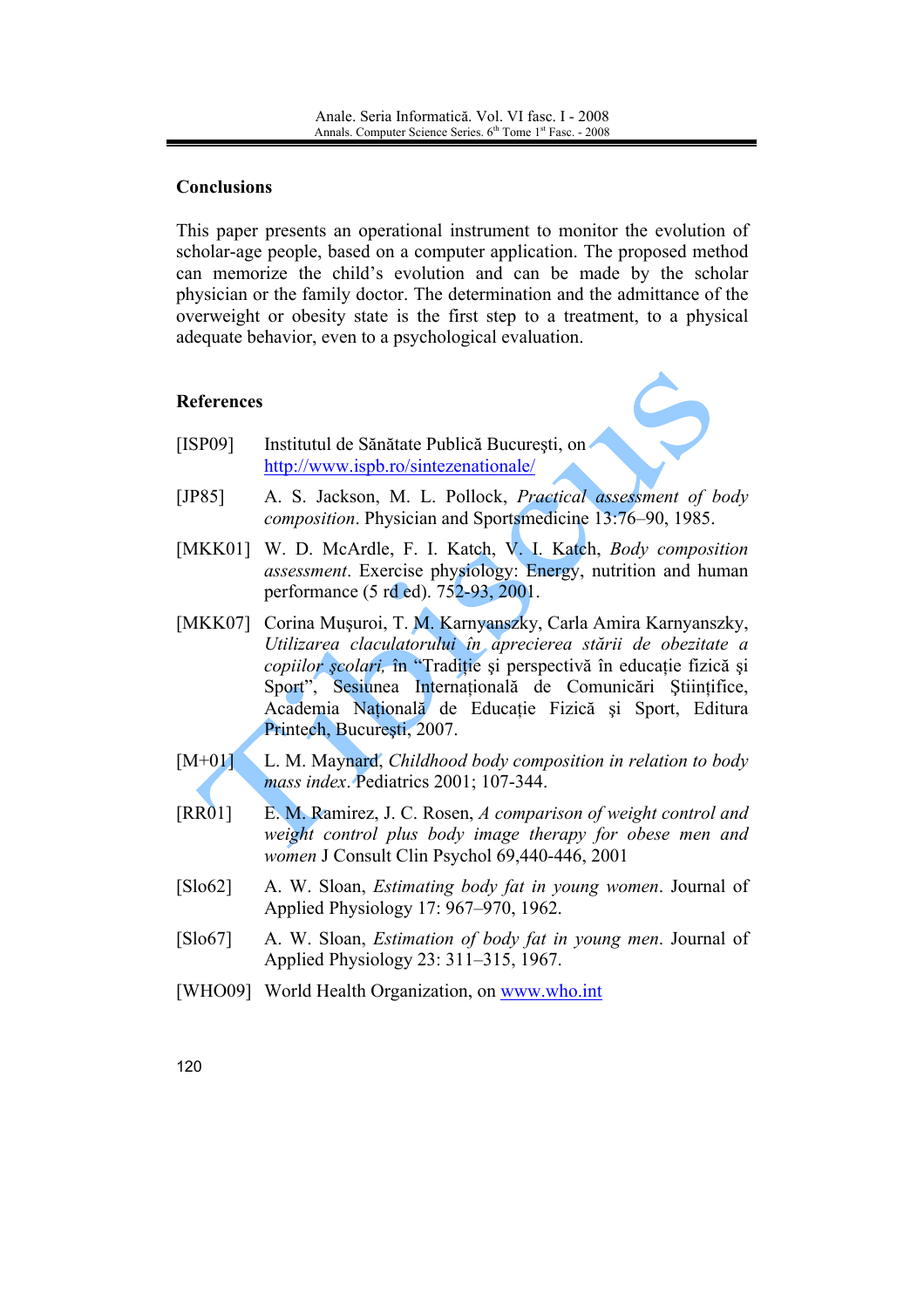## Conclusions

This paper presents an operational instrument to monitor the evolution of scholar-age people, based on a computer application. The proposed method can memorize the child's evolution and can be made by the scholar physician or the family doctor. The determination and the admittance of the overweight or obesity state is the first step to a treatment, to a physical adequate behavior, even to a psychological evaluation.

## References

[ISP09] Institutul de Sănătate Publică Bucureşti, on http://www.ispb.ro/sintezenationale/

[JP85] A. S. Jackson, M. L. Pollock, *Practical assessment of body composition*. Physician and Sportsmedicine 13:76–90, 1985.

[MKK01] W. D. McArdle, F. I. Katch, V. I. Katch, *Body composition assessment*. Exercise physiology: Energy, nutrition and human performance (5 rd ed). 752-93, 2001.

[MKK07] Corina Muşuroi, T. M. Karnyanszky, Carla Amira Karnyanszky, *Utilizarea claculatorului în aprecierea stării de obezitate a copiilor şcolari,* în "Tradiţie şi perspectivă în educaţie fizică şi Sport", Sesiunea Internaţională de Comunicări Ştiinţifice, Academia Naţională de Educaţie Fizică şi Sport, Editura Printech, Bucureşti, 2007.

[M+01] L. M. Maynard, *Childhood body composition in relation to body mass index*. Pediatrics 2001; 107-344.

[RR01] E. M. Ramirez, J. C. Rosen, *A comparison of weight control and weight control plus body image therapy for obese men and women* J Consult Clin Psychol 69,440-446, 2001

[Slo62] A. W. Sloan, *Estimating body fat in young women*. Journal of Applied Physiology 17: 967–970, 1962.

[Slo67] A. W. Sloan, *Estimation of body fat in young men*. Journal of Applied Physiology 23: 311–315, 1967.

[WHO09] World Health Organization, on www.who.int